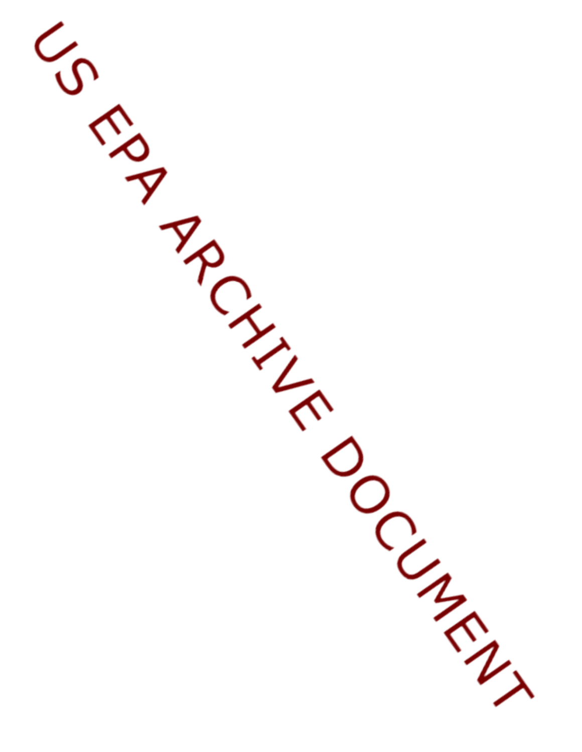US EPA ARCHIVE DOCUMENT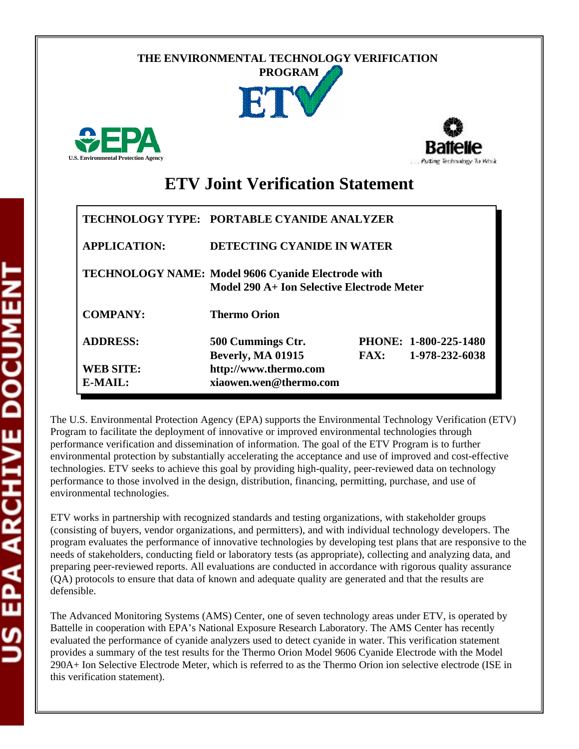THE ENVIRONMENTAL TECHNOLOGY VERIFICATION PROGRAM

ETV

U.S. Environmental Protection Agency

Battelle

... Putting Technology To Work

# ETV Joint Verification Statement

| | | | |
|---|---|---|---|
| **TECHNOLOGY TYPE:** | **PORTABLE CYANIDE ANALYZER** | | |
| **APPLICATION:** | **DETECTING CYANIDE IN WATER** | | |
| **TECHNOLOGY NAME:** | **Model 9606 Cyanide Electrode with Model 290 A+ Ion Selective Electrode Meter** | | |
| **COMPANY:** | **Thermo Orion** | | |
| **ADDRESS:** | **500 Cummings Ctr.** **Beverly, MA 01915** | **PHONE:** **FAX:** | **1-800-225-1480** **1-978-232-6038** |
| **WEB SITE:** | **http://www.thermo.com** | | |
| **E-MAIL:** | **xiaowen.wen@thermo.com** | | |

The U.S. Environmental Protection Agency (EPA) supports the Environmental Technology Verification (ETV) Program to facilitate the deployment of innovative or improved environmental technologies through performance verification and dissemination of information. The goal of the ETV Program is to further environmental protection by substantially accelerating the acceptance and use of improved and cost-effective technologies. ETV seeks to achieve this goal by providing high-quality, peer-reviewed data on technology performance to those involved in the design, distribution, financing, permitting, purchase, and use of environmental technologies.

ETV works in partnership with recognized standards and testing organizations, with stakeholder groups (consisting of buyers, vendor organizations, and permitters), and with individual technology developers. The program evaluates the performance of innovative technologies by developing test plans that are responsive to the needs of stakeholders, conducting field or laboratory tests (as appropriate), collecting and analyzing data, and preparing peer-reviewed reports. All evaluations are conducted in accordance with rigorous quality assurance (QA) protocols to ensure that data of known and adequate quality are generated and that the results are defensible.

The Advanced Monitoring Systems (AMS) Center, one of seven technology areas under ETV, is operated by Battelle in cooperation with EPA's National Exposure Research Laboratory. The AMS Center has recently evaluated the performance of cyanide analyzers used to detect cyanide in water. This verification statement provides a summary of the test results for the Thermo Orion Model 9606 Cyanide Electrode with the Model 290A+ Ion Selective Electrode Meter, which is referred to as the Thermo Orion ion selective electrode (ISE in this verification statement).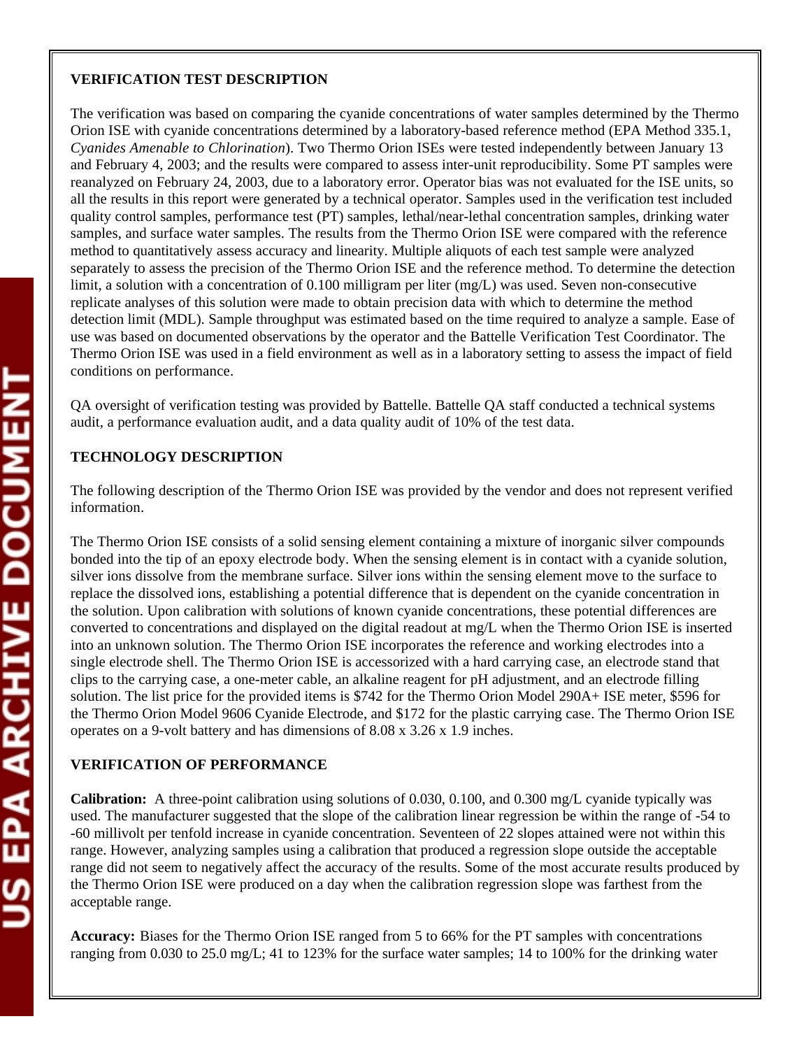**VERIFICATION TEST DESCRIPTION**

The verification was based on comparing the cyanide concentrations of water samples determined by the Thermo Orion ISE with cyanide concentrations determined by a laboratory-based reference method (EPA Method 335.1, *Cyanides Amenable to Chlorination*). Two Thermo Orion ISEs were tested independently between January 13 and February 4, 2003; and the results were compared to assess inter-unit reproducibility. Some PT samples were reanalyzed on February 24, 2003, due to a laboratory error. Operator bias was not evaluated for the ISE units, so all the results in this report were generated by a technical operator. Samples used in the verification test included quality control samples, performance test (PT) samples, lethal/near-lethal concentration samples, drinking water samples, and surface water samples. The results from the Thermo Orion ISE were compared with the reference method to quantitatively assess accuracy and linearity. Multiple aliquots of each test sample were analyzed separately to assess the precision of the Thermo Orion ISE and the reference method. To determine the detection limit, a solution with a concentration of 0.100 milligram per liter (mg/L) was used. Seven non-consecutive replicate analyses of this solution were made to obtain precision data with which to determine the method detection limit (MDL). Sample throughput was estimated based on the time required to analyze a sample. Ease of use was based on documented observations by the operator and the Battelle Verification Test Coordinator. The Thermo Orion ISE was used in a field environment as well as in a laboratory setting to assess the impact of field conditions on performance.

QA oversight of verification testing was provided by Battelle. Battelle QA staff conducted a technical systems audit, a performance evaluation audit, and a data quality audit of 10% of the test data.

**TECHNOLOGY DESCRIPTION**

The following description of the Thermo Orion ISE was provided by the vendor and does not represent verified information.

The Thermo Orion ISE consists of a solid sensing element containing a mixture of inorganic silver compounds bonded into the tip of an epoxy electrode body. When the sensing element is in contact with a cyanide solution, silver ions dissolve from the membrane surface. Silver ions within the sensing element move to the surface to replace the dissolved ions, establishing a potential difference that is dependent on the cyanide concentration in the solution. Upon calibration with solutions of known cyanide concentrations, these potential differences are converted to concentrations and displayed on the digital readout at mg/L when the Thermo Orion ISE is inserted into an unknown solution. The Thermo Orion ISE incorporates the reference and working electrodes into a single electrode shell. The Thermo Orion ISE is accessorized with a hard carrying case, an electrode stand that clips to the carrying case, a one-meter cable, an alkaline reagent for pH adjustment, and an electrode filling solution. The list price for the provided items is \$742 for the Thermo Orion Model 290A+ ISE meter, \$596 for the Thermo Orion Model 9606 Cyanide Electrode, and \$172 for the plastic carrying case. The Thermo Orion ISE operates on a 9-volt battery and has dimensions of 8.08 x 3.26 x 1.9 inches.

**VERIFICATION OF PERFORMANCE**

**Calibration:** A three-point calibration using solutions of 0.030, 0.100, and 0.300 mg/L cyanide typically was used. The manufacturer suggested that the slope of the calibration linear regression be within the range of -54 to -60 millivolt per tenfold increase in cyanide concentration. Seventeen of 22 slopes attained were not within this range. However, analyzing samples using a calibration that produced a regression slope outside the acceptable range did not seem to negatively affect the accuracy of the results. Some of the most accurate results produced by the Thermo Orion ISE were produced on a day when the calibration regression slope was farthest from the acceptable range.

**Accuracy:** Biases for the Thermo Orion ISE ranged from 5 to 66% for the PT samples with concentrations ranging from 0.030 to 25.0 mg/L; 41 to 123% for the surface water samples; 14 to 100% for the drinking water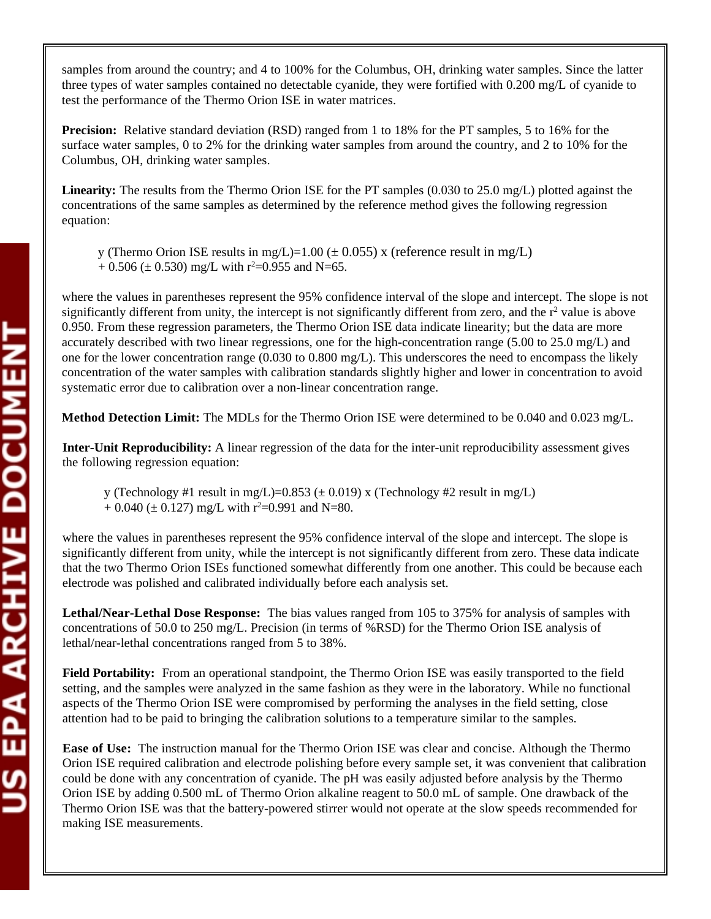samples from around the country; and 4 to 100% for the Columbus, OH, drinking water samples. Since the latter three types of water samples contained no detectable cyanide, they were fortified with 0.200 mg/L of cyanide to test the performance of the Thermo Orion ISE in water matrices.

**Precision:** Relative standard deviation (RSD) ranged from 1 to 18% for the PT samples, 5 to 16% for the surface water samples, 0 to 2% for the drinking water samples from around the country, and 2 to 10% for the Columbus, OH, drinking water samples.

**Linearity:** The results from the Thermo Orion ISE for the PT samples (0.030 to 25.0 mg/L) plotted against the concentrations of the same samples as determined by the reference method gives the following regression equation:

> y (Thermo Orion ISE results in mg/L)=1.00 (± 0.055) x (reference result in mg/L) + 0.506 (± 0.530) mg/L with $r^2$=0.955 and N=65.

where the values in parentheses represent the 95% confidence interval of the slope and intercept. The slope is not significantly different from unity, the intercept is not significantly different from zero, and the $r^2$ value is above 0.950. From these regression parameters, the Thermo Orion ISE data indicate linearity; but the data are more accurately described with two linear regressions, one for the high-concentration range (5.00 to 25.0 mg/L) and one for the lower concentration range (0.030 to 0.800 mg/L). This underscores the need to encompass the likely concentration of the water samples with calibration standards slightly higher and lower in concentration to avoid systematic error due to calibration over a non-linear concentration range.

**Method Detection Limit:** The MDLs for the Thermo Orion ISE were determined to be 0.040 and 0.023 mg/L.

**Inter-Unit Reproducibility:** A linear regression of the data for the inter-unit reproducibility assessment gives the following regression equation:

> y (Technology #1 result in mg/L)=0.853 (± 0.019) x (Technology #2 result in mg/L) + 0.040 (± 0.127) mg/L with $r^2$=0.991 and N=80.

where the values in parentheses represent the 95% confidence interval of the slope and intercept. The slope is significantly different from unity, while the intercept is not significantly different from zero. These data indicate that the two Thermo Orion ISEs functioned somewhat differently from one another. This could be because each electrode was polished and calibrated individually before each analysis set.

**Lethal/Near-Lethal Dose Response:** The bias values ranged from 105 to 375% for analysis of samples with concentrations of 50.0 to 250 mg/L. Precision (in terms of %RSD) for the Thermo Orion ISE analysis of lethal/near-lethal concentrations ranged from 5 to 38%.

**Field Portability:** From an operational standpoint, the Thermo Orion ISE was easily transported to the field setting, and the samples were analyzed in the same fashion as they were in the laboratory. While no functional aspects of the Thermo Orion ISE were compromised by performing the analyses in the field setting, close attention had to be paid to bringing the calibration solutions to a temperature similar to the samples.

**Ease of Use:** The instruction manual for the Thermo Orion ISE was clear and concise. Although the Thermo Orion ISE required calibration and electrode polishing before every sample set, it was convenient that calibration could be done with any concentration of cyanide. The pH was easily adjusted before analysis by the Thermo Orion ISE by adding 0.500 mL of Thermo Orion alkaline reagent to 50.0 mL of sample. One drawback of the Thermo Orion ISE was that the battery-powered stirrer would not operate at the slow speeds recommended for making ISE measurements.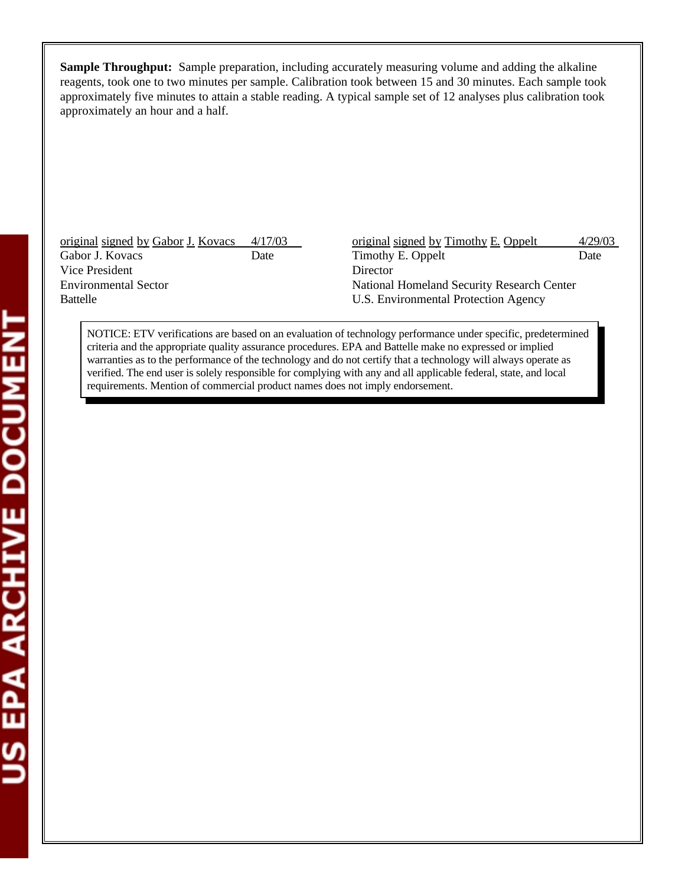**Sample Throughput:** Sample preparation, including accurately measuring volume and adding the alkaline reagents, took one to two minutes per sample. Calibration took between 15 and 30 minutes. Each sample took approximately five minutes to attain a stable reading. A typical sample set of 12 analyses plus calibration took approximately an hour and a half.

original signed by Gabor J. Kovacs 4/17/03
Gabor J. Kovacs Date
Vice President
Environmental Sector
Battelle

original signed by Timothy E. Oppelt 4/29/03
Timothy E. Oppelt Date
Director
National Homeland Security Research Center
U.S. Environmental Protection Agency

NOTICE: ETV verifications are based on an evaluation of technology performance under specific, predetermined criteria and the appropriate quality assurance procedures. EPA and Battelle make no expressed or implied warranties as to the performance of the technology and do not certify that a technology will always operate as verified. The end user is solely responsible for complying with any and all applicable federal, state, and local requirements. Mention of commercial product names does not imply endorsement.